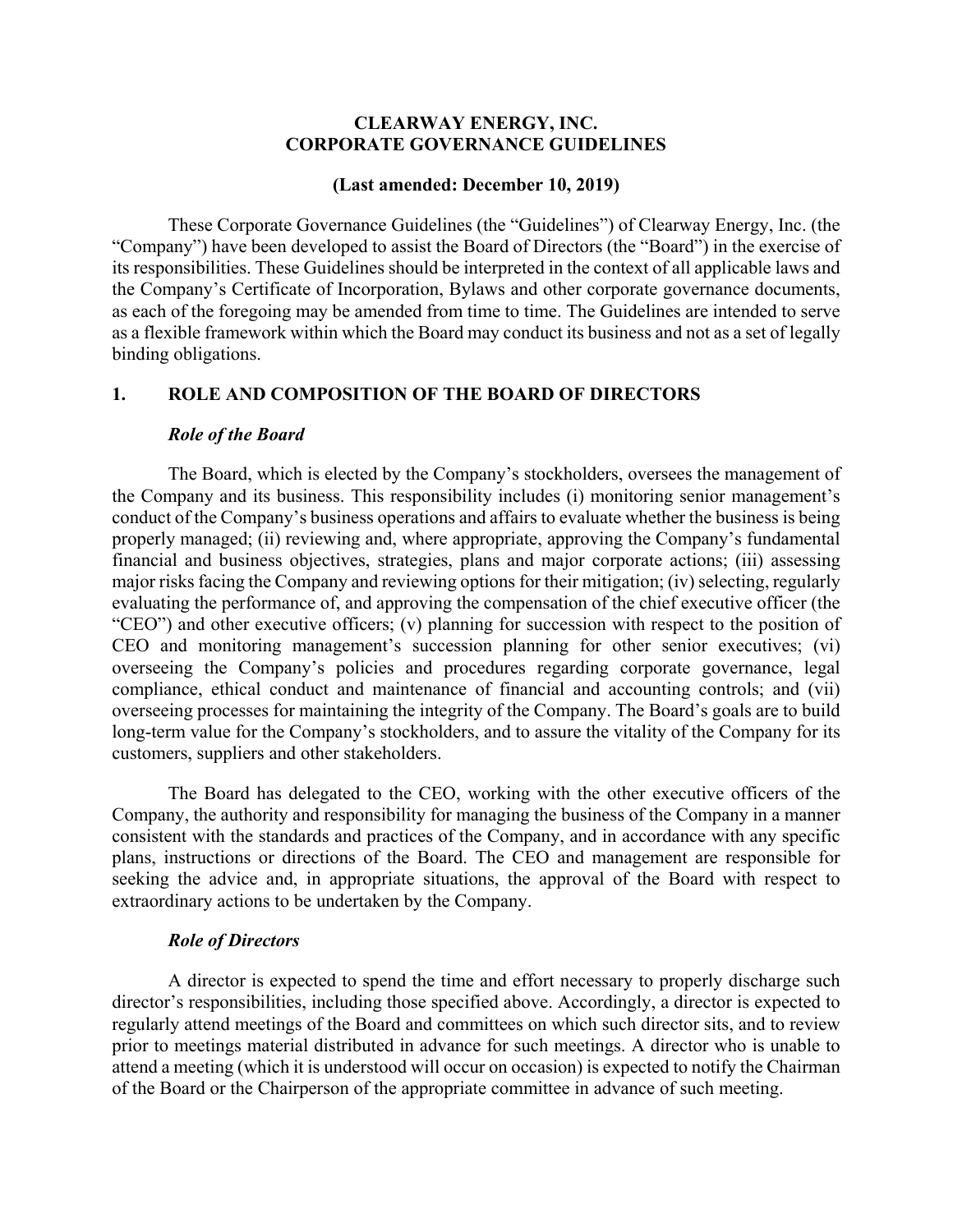# CLEARWAY ENERGY, INC.
# CORPORATE GOVERNANCE GUIDELINES

**(Last amended: December 10, 2019)**

These Corporate Governance Guidelines (the "Guidelines") of Clearway Energy, Inc. (the "Company") have been developed to assist the Board of Directors (the "Board") in the exercise of its responsibilities. These Guidelines should be interpreted in the context of all applicable laws and the Company's Certificate of Incorporation, Bylaws and other corporate governance documents, as each of the foregoing may be amended from time to time. The Guidelines are intended to serve as a flexible framework within which the Board may conduct its business and not as a set of legally binding obligations.

## 1. ROLE AND COMPOSITION OF THE BOARD OF DIRECTORS

### *Role of the Board*

The Board, which is elected by the Company's stockholders, oversees the management of the Company and its business. This responsibility includes (i) monitoring senior management's conduct of the Company's business operations and affairs to evaluate whether the business is being properly managed; (ii) reviewing and, where appropriate, approving the Company's fundamental financial and business objectives, strategies, plans and major corporate actions; (iii) assessing major risks facing the Company and reviewing options for their mitigation; (iv) selecting, regularly evaluating the performance of, and approving the compensation of the chief executive officer (the "CEO") and other executive officers; (v) planning for succession with respect to the position of CEO and monitoring management's succession planning for other senior executives; (vi) overseeing the Company's policies and procedures regarding corporate governance, legal compliance, ethical conduct and maintenance of financial and accounting controls; and (vii) overseeing processes for maintaining the integrity of the Company. The Board's goals are to build long-term value for the Company's stockholders, and to assure the vitality of the Company for its customers, suppliers and other stakeholders.

The Board has delegated to the CEO, working with the other executive officers of the Company, the authority and responsibility for managing the business of the Company in a manner consistent with the standards and practices of the Company, and in accordance with any specific plans, instructions or directions of the Board. The CEO and management are responsible for seeking the advice and, in appropriate situations, the approval of the Board with respect to extraordinary actions to be undertaken by the Company.

### *Role of Directors*

A director is expected to spend the time and effort necessary to properly discharge such director's responsibilities, including those specified above. Accordingly, a director is expected to regularly attend meetings of the Board and committees on which such director sits, and to review prior to meetings material distributed in advance for such meetings. A director who is unable to attend a meeting (which it is understood will occur on occasion) is expected to notify the Chairman of the Board or the Chairperson of the appropriate committee in advance of such meeting.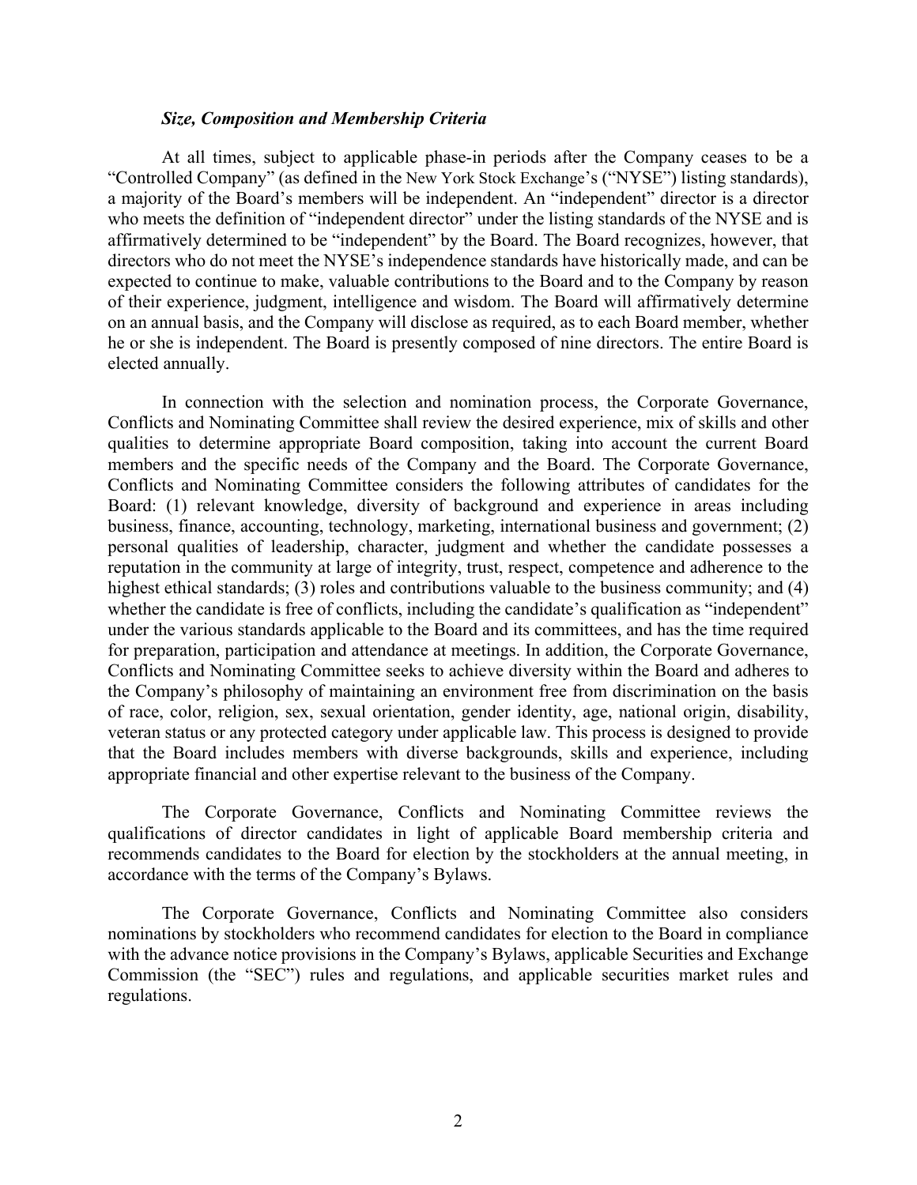### *Size, Composition and Membership Criteria*

At all times, subject to applicable phase-in periods after the Company ceases to be a "Controlled Company" (as defined in the New York Stock Exchange's ("NYSE") listing standards), a majority of the Board's members will be independent. An "independent" director is a director who meets the definition of "independent director" under the listing standards of the NYSE and is affirmatively determined to be "independent" by the Board. The Board recognizes, however, that directors who do not meet the NYSE's independence standards have historically made, and can be expected to continue to make, valuable contributions to the Board and to the Company by reason of their experience, judgment, intelligence and wisdom. The Board will affirmatively determine on an annual basis, and the Company will disclose as required, as to each Board member, whether he or she is independent. The Board is presently composed of nine directors. The entire Board is elected annually.

In connection with the selection and nomination process, the Corporate Governance, Conflicts and Nominating Committee shall review the desired experience, mix of skills and other qualities to determine appropriate Board composition, taking into account the current Board members and the specific needs of the Company and the Board. The Corporate Governance, Conflicts and Nominating Committee considers the following attributes of candidates for the Board: (1) relevant knowledge, diversity of background and experience in areas including business, finance, accounting, technology, marketing, international business and government; (2) personal qualities of leadership, character, judgment and whether the candidate possesses a reputation in the community at large of integrity, trust, respect, competence and adherence to the highest ethical standards; (3) roles and contributions valuable to the business community; and (4) whether the candidate is free of conflicts, including the candidate's qualification as "independent" under the various standards applicable to the Board and its committees, and has the time required for preparation, participation and attendance at meetings. In addition, the Corporate Governance, Conflicts and Nominating Committee seeks to achieve diversity within the Board and adheres to the Company's philosophy of maintaining an environment free from discrimination on the basis of race, color, religion, sex, sexual orientation, gender identity, age, national origin, disability, veteran status or any protected category under applicable law. This process is designed to provide that the Board includes members with diverse backgrounds, skills and experience, including appropriate financial and other expertise relevant to the business of the Company.

The Corporate Governance, Conflicts and Nominating Committee reviews the qualifications of director candidates in light of applicable Board membership criteria and recommends candidates to the Board for election by the stockholders at the annual meeting, in accordance with the terms of the Company's Bylaws.

The Corporate Governance, Conflicts and Nominating Committee also considers nominations by stockholders who recommend candidates for election to the Board in compliance with the advance notice provisions in the Company's Bylaws, applicable Securities and Exchange Commission (the "SEC") rules and regulations, and applicable securities market rules and regulations.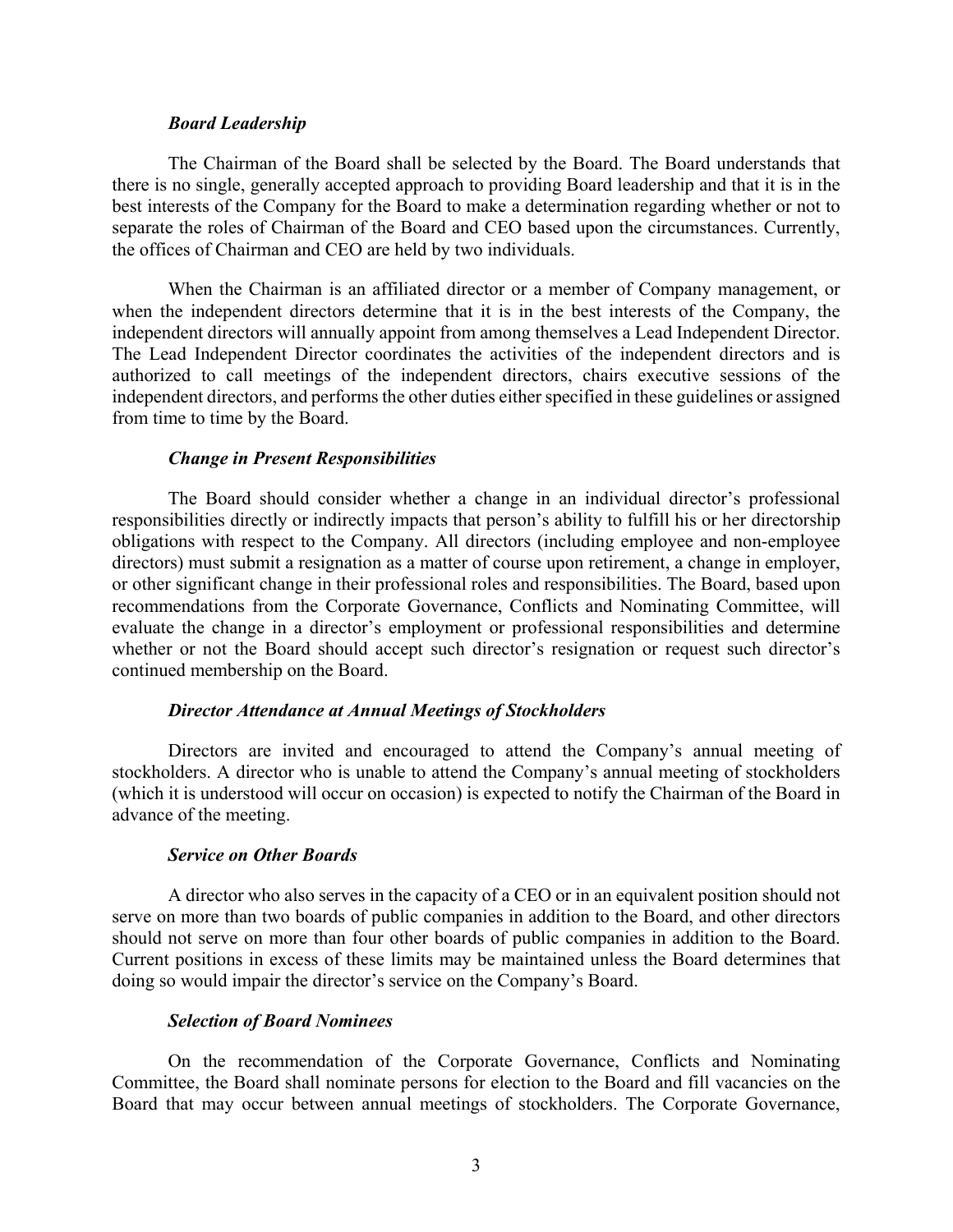*Board Leadership*

The Chairman of the Board shall be selected by the Board. The Board understands that there is no single, generally accepted approach to providing Board leadership and that it is in the best interests of the Company for the Board to make a determination regarding whether or not to separate the roles of Chairman of the Board and CEO based upon the circumstances. Currently, the offices of Chairman and CEO are held by two individuals.

When the Chairman is an affiliated director or a member of Company management, or when the independent directors determine that it is in the best interests of the Company, the independent directors will annually appoint from among themselves a Lead Independent Director. The Lead Independent Director coordinates the activities of the independent directors and is authorized to call meetings of the independent directors, chairs executive sessions of the independent directors, and performs the other duties either specified in these guidelines or assigned from time to time by the Board.

*Change in Present Responsibilities*

The Board should consider whether a change in an individual director's professional responsibilities directly or indirectly impacts that person's ability to fulfill his or her directorship obligations with respect to the Company. All directors (including employee and non-employee directors) must submit a resignation as a matter of course upon retirement, a change in employer, or other significant change in their professional roles and responsibilities. The Board, based upon recommendations from the Corporate Governance, Conflicts and Nominating Committee, will evaluate the change in a director's employment or professional responsibilities and determine whether or not the Board should accept such director's resignation or request such director's continued membership on the Board.

*Director Attendance at Annual Meetings of Stockholders*

Directors are invited and encouraged to attend the Company's annual meeting of stockholders. A director who is unable to attend the Company's annual meeting of stockholders (which it is understood will occur on occasion) is expected to notify the Chairman of the Board in advance of the meeting.

*Service on Other Boards*

A director who also serves in the capacity of a CEO or in an equivalent position should not serve on more than two boards of public companies in addition to the Board, and other directors should not serve on more than four other boards of public companies in addition to the Board. Current positions in excess of these limits may be maintained unless the Board determines that doing so would impair the director's service on the Company's Board.

*Selection of Board Nominees*

On the recommendation of the Corporate Governance, Conflicts and Nominating Committee, the Board shall nominate persons for election to the Board and fill vacancies on the Board that may occur between annual meetings of stockholders. The Corporate Governance,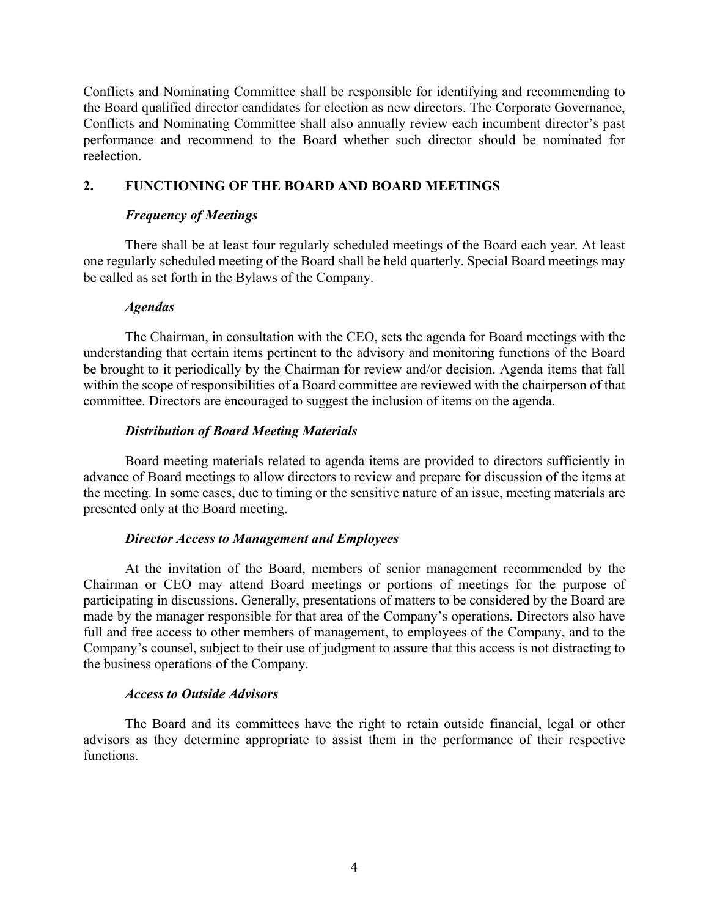Conflicts and Nominating Committee shall be responsible for identifying and recommending to the Board qualified director candidates for election as new directors. The Corporate Governance, Conflicts and Nominating Committee shall also annually review each incumbent director's past performance and recommend to the Board whether such director should be nominated for reelection.

## 2. FUNCTIONING OF THE BOARD AND BOARD MEETINGS

### *Frequency of Meetings*

There shall be at least four regularly scheduled meetings of the Board each year. At least one regularly scheduled meeting of the Board shall be held quarterly. Special Board meetings may be called as set forth in the Bylaws of the Company.

### *Agendas*

The Chairman, in consultation with the CEO, sets the agenda for Board meetings with the understanding that certain items pertinent to the advisory and monitoring functions of the Board be brought to it periodically by the Chairman for review and/or decision. Agenda items that fall within the scope of responsibilities of a Board committee are reviewed with the chairperson of that committee. Directors are encouraged to suggest the inclusion of items on the agenda.

### *Distribution of Board Meeting Materials*

Board meeting materials related to agenda items are provided to directors sufficiently in advance of Board meetings to allow directors to review and prepare for discussion of the items at the meeting. In some cases, due to timing or the sensitive nature of an issue, meeting materials are presented only at the Board meeting.

### *Director Access to Management and Employees*

At the invitation of the Board, members of senior management recommended by the Chairman or CEO may attend Board meetings or portions of meetings for the purpose of participating in discussions. Generally, presentations of matters to be considered by the Board are made by the manager responsible for that area of the Company's operations. Directors also have full and free access to other members of management, to employees of the Company, and to the Company's counsel, subject to their use of judgment to assure that this access is not distracting to the business operations of the Company.

### *Access to Outside Advisors*

The Board and its committees have the right to retain outside financial, legal or other advisors as they determine appropriate to assist them in the performance of their respective functions.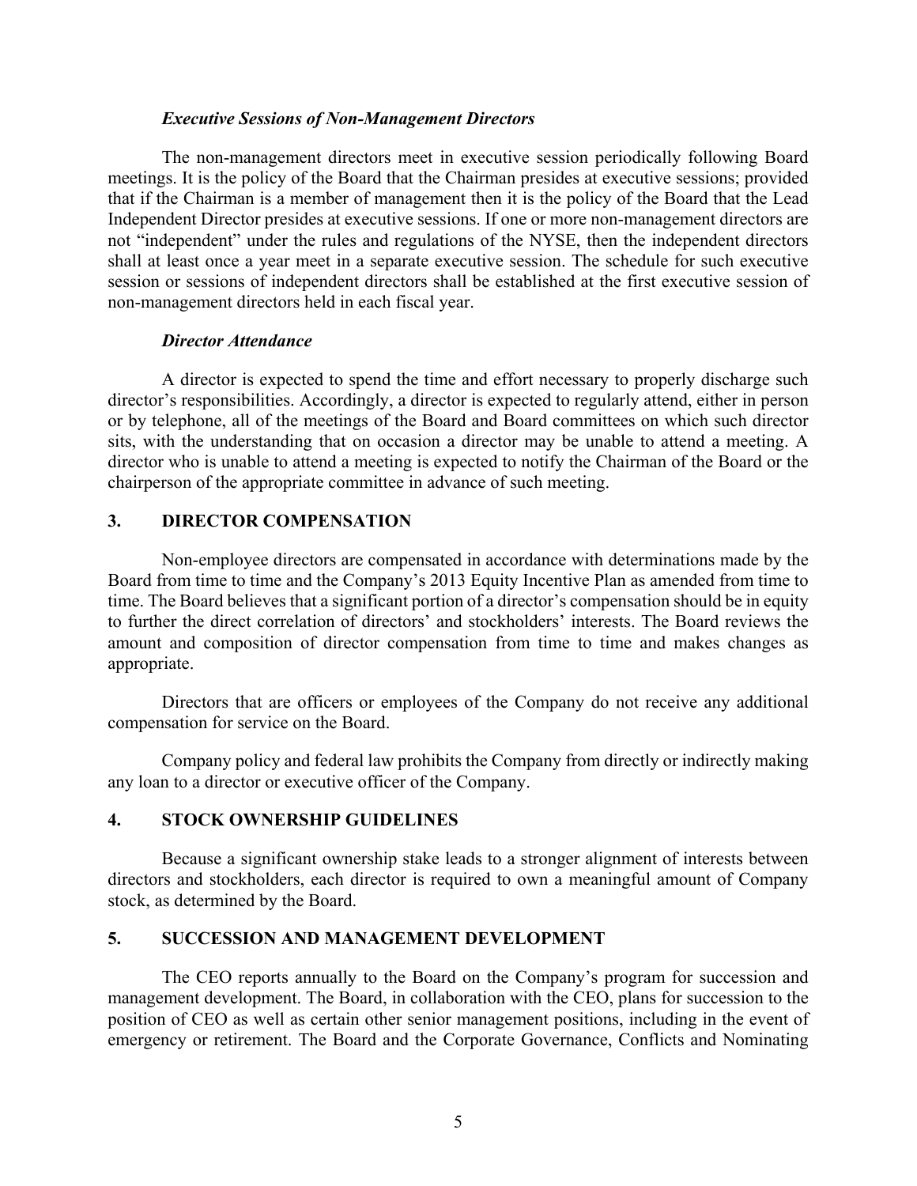### *Executive Sessions of Non-Management Directors*

The non-management directors meet in executive session periodically following Board meetings. It is the policy of the Board that the Chairman presides at executive sessions; provided that if the Chairman is a member of management then it is the policy of the Board that the Lead Independent Director presides at executive sessions. If one or more non-management directors are not "independent" under the rules and regulations of the NYSE, then the independent directors shall at least once a year meet in a separate executive session. The schedule for such executive session or sessions of independent directors shall be established at the first executive session of non-management directors held in each fiscal year.

### *Director Attendance*

A director is expected to spend the time and effort necessary to properly discharge such director's responsibilities. Accordingly, a director is expected to regularly attend, either in person or by telephone, all of the meetings of the Board and Board committees on which such director sits, with the understanding that on occasion a director may be unable to attend a meeting. A director who is unable to attend a meeting is expected to notify the Chairman of the Board or the chairperson of the appropriate committee in advance of such meeting.

## 3. DIRECTOR COMPENSATION

Non-employee directors are compensated in accordance with determinations made by the Board from time to time and the Company's 2013 Equity Incentive Plan as amended from time to time. The Board believes that a significant portion of a director's compensation should be in equity to further the direct correlation of directors' and stockholders' interests. The Board reviews the amount and composition of director compensation from time to time and makes changes as appropriate.

Directors that are officers or employees of the Company do not receive any additional compensation for service on the Board.

Company policy and federal law prohibits the Company from directly or indirectly making any loan to a director or executive officer of the Company.

## 4. STOCK OWNERSHIP GUIDELINES

Because a significant ownership stake leads to a stronger alignment of interests between directors and stockholders, each director is required to own a meaningful amount of Company stock, as determined by the Board.

## 5. SUCCESSION AND MANAGEMENT DEVELOPMENT

The CEO reports annually to the Board on the Company's program for succession and management development. The Board, in collaboration with the CEO, plans for succession to the position of CEO as well as certain other senior management positions, including in the event of emergency or retirement. The Board and the Corporate Governance, Conflicts and Nominating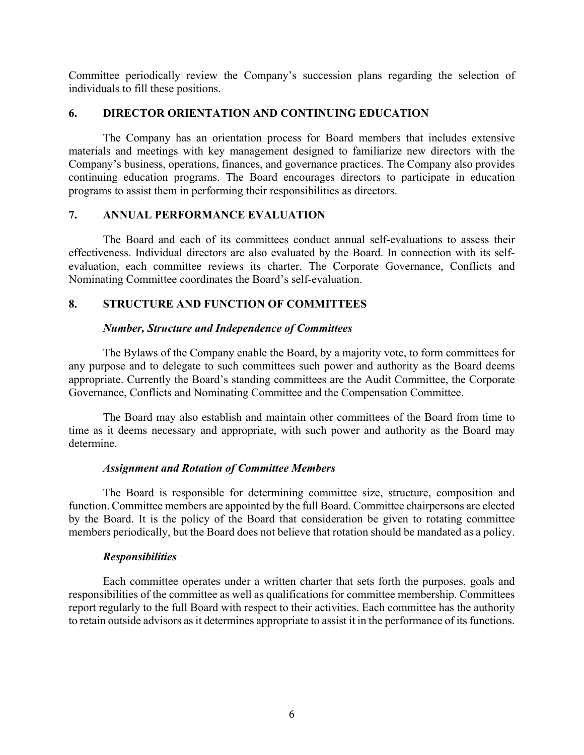Committee periodically review the Company's succession plans regarding the selection of individuals to fill these positions.

## 6. DIRECTOR ORIENTATION AND CONTINUING EDUCATION

The Company has an orientation process for Board members that includes extensive materials and meetings with key management designed to familiarize new directors with the Company's business, operations, finances, and governance practices. The Company also provides continuing education programs. The Board encourages directors to participate in education programs to assist them in performing their responsibilities as directors.

## 7. ANNUAL PERFORMANCE EVALUATION

The Board and each of its committees conduct annual self-evaluations to assess their effectiveness. Individual directors are also evaluated by the Board. In connection with its self-evaluation, each committee reviews its charter. The Corporate Governance, Conflicts and Nominating Committee coordinates the Board's self-evaluation.

## 8. STRUCTURE AND FUNCTION OF COMMITTEES

### *Number, Structure and Independence of Committees*

The Bylaws of the Company enable the Board, by a majority vote, to form committees for any purpose and to delegate to such committees such power and authority as the Board deems appropriate. Currently the Board's standing committees are the Audit Committee, the Corporate Governance, Conflicts and Nominating Committee and the Compensation Committee.

The Board may also establish and maintain other committees of the Board from time to time as it deems necessary and appropriate, with such power and authority as the Board may determine.

### *Assignment and Rotation of Committee Members*

The Board is responsible for determining committee size, structure, composition and function. Committee members are appointed by the full Board. Committee chairpersons are elected by the Board. It is the policy of the Board that consideration be given to rotating committee members periodically, but the Board does not believe that rotation should be mandated as a policy.

### *Responsibilities*

Each committee operates under a written charter that sets forth the purposes, goals and responsibilities of the committee as well as qualifications for committee membership. Committees report regularly to the full Board with respect to their activities. Each committee has the authority to retain outside advisors as it determines appropriate to assist it in the performance of its functions.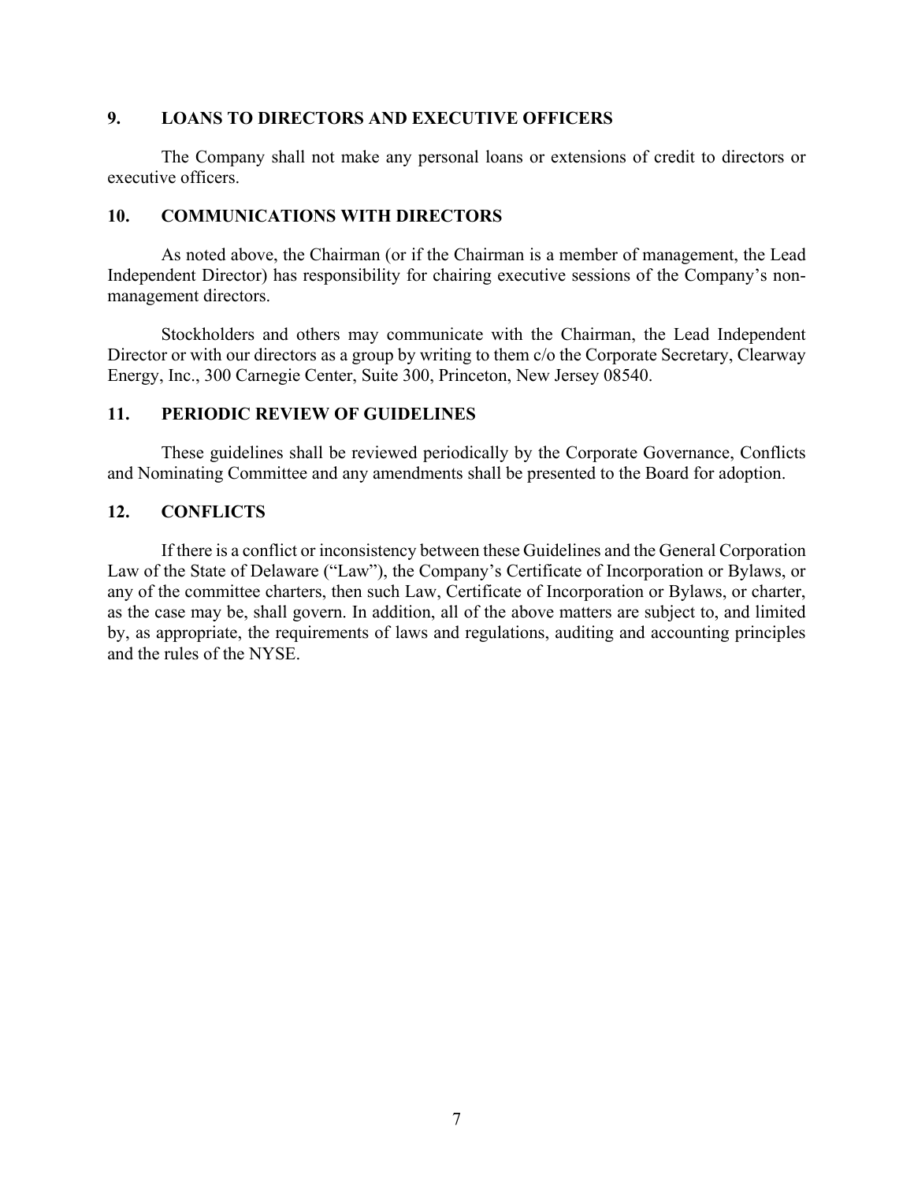## 9. LOANS TO DIRECTORS AND EXECUTIVE OFFICERS

The Company shall not make any personal loans or extensions of credit to directors or executive officers.

## 10. COMMUNICATIONS WITH DIRECTORS

As noted above, the Chairman (or if the Chairman is a member of management, the Lead Independent Director) has responsibility for chairing executive sessions of the Company's non-management directors.

Stockholders and others may communicate with the Chairman, the Lead Independent Director or with our directors as a group by writing to them c/o the Corporate Secretary, Clearway Energy, Inc., 300 Carnegie Center, Suite 300, Princeton, New Jersey 08540.

## 11. PERIODIC REVIEW OF GUIDELINES

These guidelines shall be reviewed periodically by the Corporate Governance, Conflicts and Nominating Committee and any amendments shall be presented to the Board for adoption.

## 12. CONFLICTS

If there is a conflict or inconsistency between these Guidelines and the General Corporation Law of the State of Delaware ("Law"), the Company's Certificate of Incorporation or Bylaws, or any of the committee charters, then such Law, Certificate of Incorporation or Bylaws, or charter, as the case may be, shall govern. In addition, all of the above matters are subject to, and limited by, as appropriate, the requirements of laws and regulations, auditing and accounting principles and the rules of the NYSE.